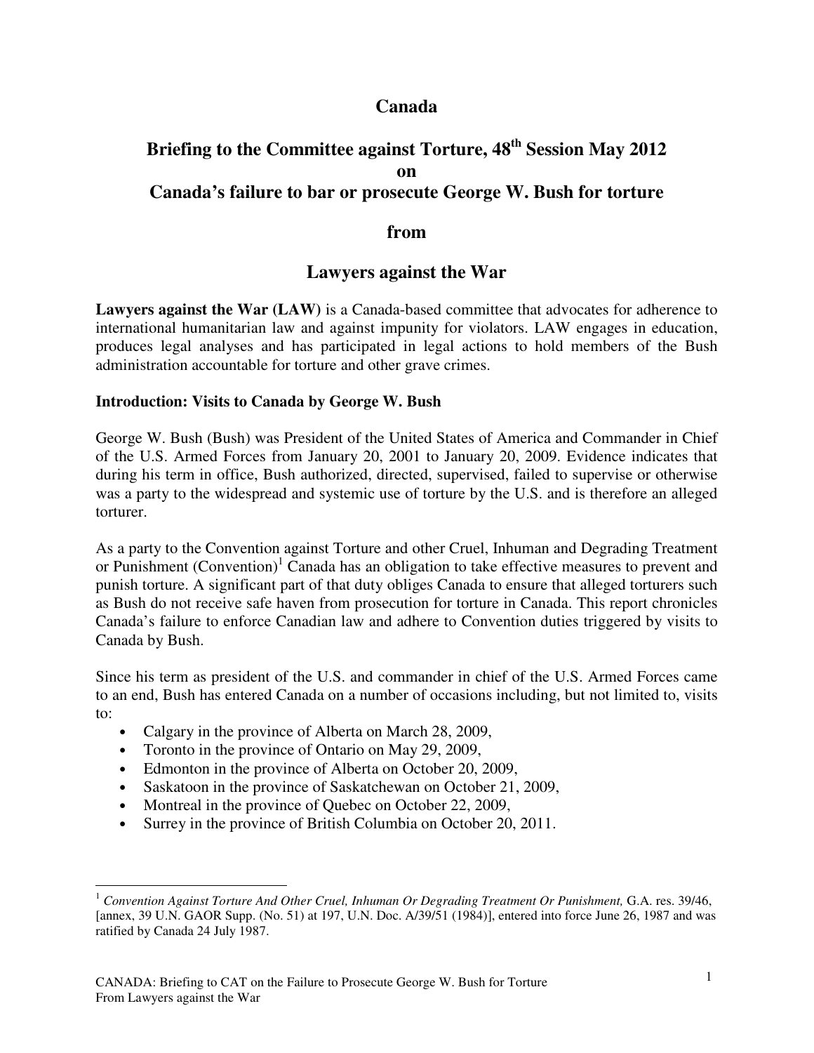# Canada

## Briefing to the Committee against Torture, 48th Session May 2012 on Canada's failure to bar or prosecute George W. Bush for torture

## from

## Lawyers against the War

**Lawyers against the War (LAW)** is a Canada-based committee that advocates for adherence to international humanitarian law and against impunity for violators. LAW engages in education, produces legal analyses and has participated in legal actions to hold members of the Bush administration accountable for torture and other grave crimes.

**Introduction: Visits to Canada by George W. Bush**

George W. Bush (Bush) was President of the United States of America and Commander in Chief of the U.S. Armed Forces from January 20, 2001 to January 20, 2009. Evidence indicates that during his term in office, Bush authorized, directed, supervised, failed to supervise or otherwise was a party to the widespread and systemic use of torture by the U.S. and is therefore an alleged torturer.

As a party to the Convention against Torture and other Cruel, Inhuman and Degrading Treatment or Punishment (Convention)[1] Canada has an obligation to take effective measures to prevent and punish torture. A significant part of that duty obliges Canada to ensure that alleged torturers such as Bush do not receive safe haven from prosecution for torture in Canada. This report chronicles Canada's failure to enforce Canadian law and adhere to Convention duties triggered by visits to Canada by Bush.

Since his term as president of the U.S. and commander in chief of the U.S. Armed Forces came to an end, Bush has entered Canada on a number of occasions including, but not limited to, visits to:

- Calgary in the province of Alberta on March 28, 2009,
- Toronto in the province of Ontario on May 29, 2009,
- Edmonton in the province of Alberta on October 20, 2009,
- Saskatoon in the province of Saskatchewan on October 21, 2009,
- Montreal in the province of Quebec on October 22, 2009,
- Surrey in the province of British Columbia on October 20, 2011.

---

[1] *Convention Against Torture And Other Cruel, Inhuman Or Degrading Treatment Or Punishment,* G.A. res. 39/46, [annex, 39 U.N. GAOR Supp. (No. 51) at 197, U.N. Doc. A/39/51 (1984)], entered into force June 26, 1987 and was ratified by Canada 24 July 1987.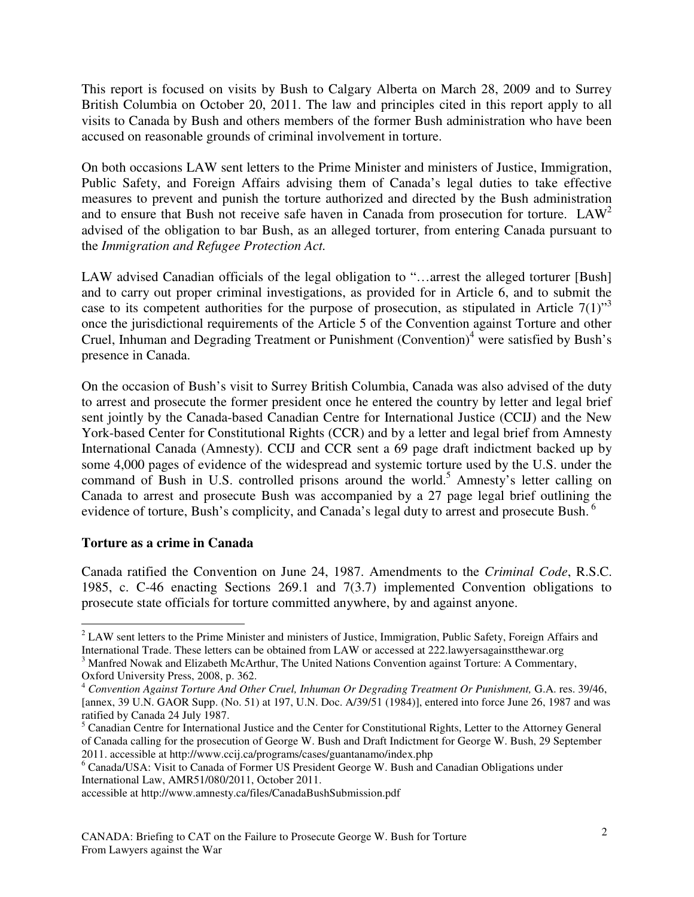This report is focused on visits by Bush to Calgary Alberta on March 28, 2009 and to Surrey British Columbia on October 20, 2011. The law and principles cited in this report apply to all visits to Canada by Bush and others members of the former Bush administration who have been accused on reasonable grounds of criminal involvement in torture.

On both occasions LAW sent letters to the Prime Minister and ministers of Justice, Immigration, Public Safety, and Foreign Affairs advising them of Canada's legal duties to take effective measures to prevent and punish the torture authorized and directed by the Bush administration and to ensure that Bush not receive safe haven in Canada from prosecution for torture. LAW[2] advised of the obligation to bar Bush, as an alleged torturer, from entering Canada pursuant to the *Immigration and Refugee Protection Act.*

LAW advised Canadian officials of the legal obligation to "…arrest the alleged torturer [Bush] and to carry out proper criminal investigations, as provided for in Article 6, and to submit the case to its competent authorities for the purpose of prosecution, as stipulated in Article 7(1)"[3] once the jurisdictional requirements of the Article 5 of the Convention against Torture and other Cruel, Inhuman and Degrading Treatment or Punishment (Convention)[4] were satisfied by Bush's presence in Canada.

On the occasion of Bush's visit to Surrey British Columbia, Canada was also advised of the duty to arrest and prosecute the former president once he entered the country by letter and legal brief sent jointly by the Canada-based Canadian Centre for International Justice (CCIJ) and the New York-based Center for Constitutional Rights (CCR) and by a letter and legal brief from Amnesty International Canada (Amnesty). CCIJ and CCR sent a 69 page draft indictment backed up by some 4,000 pages of evidence of the widespread and systemic torture used by the U.S. under the command of Bush in U.S. controlled prisons around the world.[5] Amnesty's letter calling on Canada to arrest and prosecute Bush was accompanied by a 27 page legal brief outlining the evidence of torture, Bush's complicity, and Canada's legal duty to arrest and prosecute Bush.[6]

## Torture as a crime in Canada

Canada ratified the Convention on June 24, 1987. Amendments to the *Criminal Code*, R.S.C. 1985, c. C-46 enacting Sections 269.1 and 7(3.7) implemented Convention obligations to prosecute state officials for torture committed anywhere, by and against anyone.

---

[2] LAW sent letters to the Prime Minister and ministers of Justice, Immigration, Public Safety, Foreign Affairs and International Trade. These letters can be obtained from LAW or accessed at 222.lawyersagainstthewar.org

[3] Manfred Nowak and Elizabeth McArthur, The United Nations Convention against Torture: A Commentary, Oxford University Press, 2008, p. 362.

[4] *Convention Against Torture And Other Cruel, Inhuman Or Degrading Treatment Or Punishment,* G.A. res. 39/46, [annex, 39 U.N. GAOR Supp. (No. 51) at 197, U.N. Doc. A/39/51 (1984)], entered into force June 26, 1987 and was ratified by Canada 24 July 1987.

[5] Canadian Centre for International Justice and the Center for Constitutional Rights, Letter to the Attorney General of Canada calling for the prosecution of George W. Bush and Draft Indictment for George W. Bush, 29 September 2011. accessible at http://www.ccij.ca/programs/cases/guantanamo/index.php

[6] Canada/USA: Visit to Canada of Former US President George W. Bush and Canadian Obligations under International Law, AMR51/080/2011, October 2011.
accessible at http://www.amnesty.ca/files/CanadaBushSubmission.pdf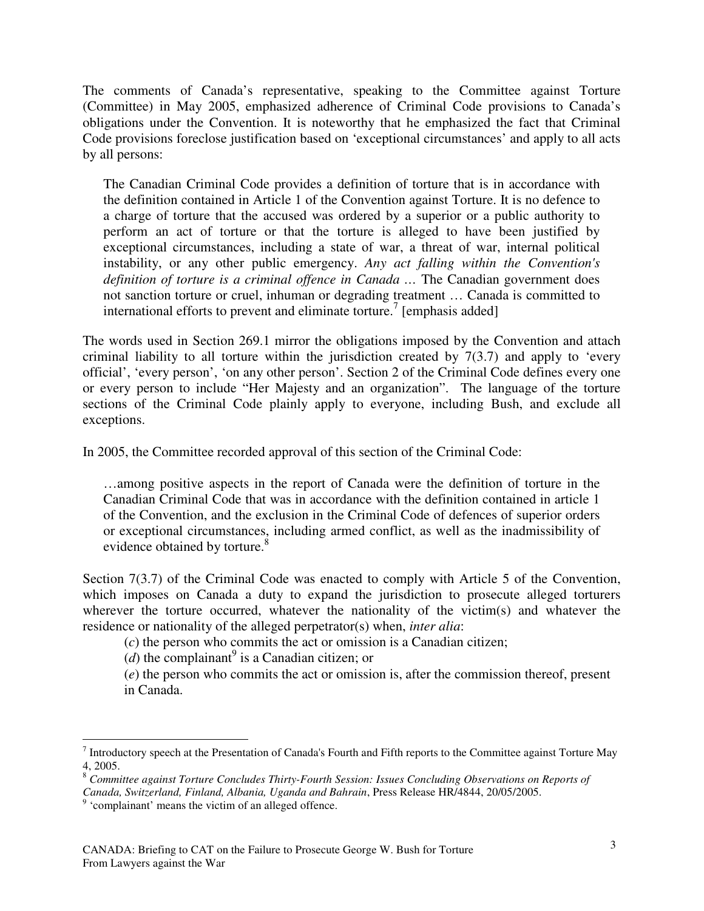The comments of Canada's representative, speaking to the Committee against Torture (Committee) in May 2005, emphasized adherence of Criminal Code provisions to Canada's obligations under the Convention. It is noteworthy that he emphasized the fact that Criminal Code provisions foreclose justification based on 'exceptional circumstances' and apply to all acts by all persons:

> The Canadian Criminal Code provides a definition of torture that is in accordance with the definition contained in Article 1 of the Convention against Torture. It is no defence to a charge of torture that the accused was ordered by a superior or a public authority to perform an act of torture or that the torture is alleged to have been justified by exceptional circumstances, including a state of war, a threat of war, internal political instability, or any other public emergency. *Any act falling within the Convention's definition of torture is a criminal offence in Canada* … The Canadian government does not sanction torture or cruel, inhuman or degrading treatment … Canada is committed to international efforts to prevent and eliminate torture.[7] [emphasis added]

The words used in Section 269.1 mirror the obligations imposed by the Convention and attach criminal liability to all torture within the jurisdiction created by 7(3.7) and apply to 'every official', 'every person', 'on any other person'. Section 2 of the Criminal Code defines every one or every person to include "Her Majesty and an organization". The language of the torture sections of the Criminal Code plainly apply to everyone, including Bush, and exclude all exceptions.

In 2005, the Committee recorded approval of this section of the Criminal Code:

> …among positive aspects in the report of Canada were the definition of torture in the Canadian Criminal Code that was in accordance with the definition contained in article 1 of the Convention, and the exclusion in the Criminal Code of defences of superior orders or exceptional circumstances, including armed conflict, as well as the inadmissibility of evidence obtained by torture.[8]

Section 7(3.7) of the Criminal Code was enacted to comply with Article 5 of the Convention, which imposes on Canada a duty to expand the jurisdiction to prosecute alleged torturers wherever the torture occurred, whatever the nationality of the victim(s) and whatever the residence or nationality of the alleged perpetrator(s) when, *inter alia*:

> (*c*) the person who commits the act or omission is a Canadian citizen;
>
> (*d*) the complainant[9] is a Canadian citizen; or
>
> (*e*) the person who commits the act or omission is, after the commission thereof, present in Canada.

---

[7] Introductory speech at the Presentation of Canada's Fourth and Fifth reports to the Committee against Torture May 4, 2005.

[8] *Committee against Torture Concludes Thirty-Fourth Session: Issues Concluding Observations on Reports of Canada, Switzerland, Finland, Albania, Uganda and Bahrain*, Press Release HR/4844, 20/05/2005.

[9] 'complainant' means the victim of an alleged offence.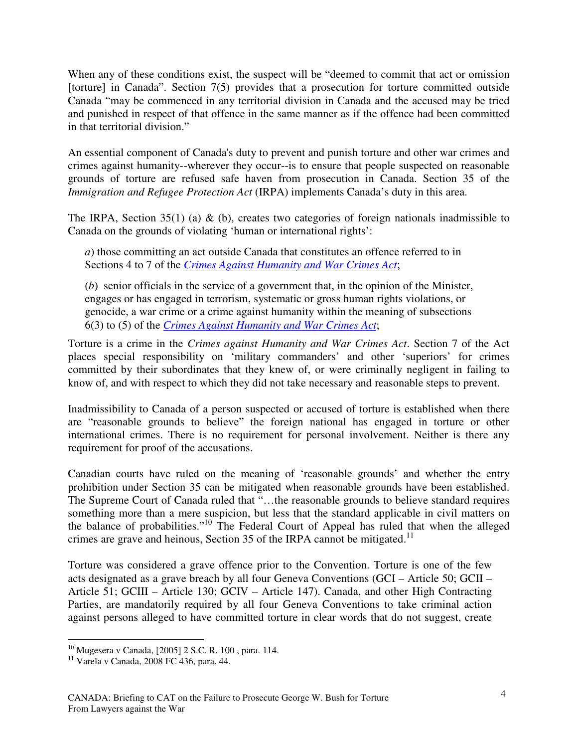When any of these conditions exist, the suspect will be "deemed to commit that act or omission [torture] in Canada". Section 7(5) provides that a prosecution for torture committed outside Canada "may be commenced in any territorial division in Canada and the accused may be tried and punished in respect of that offence in the same manner as if the offence had been committed in that territorial division."

An essential component of Canada's duty to prevent and punish torture and other war crimes and crimes against humanity--wherever they occur--is to ensure that people suspected on reasonable grounds of torture are refused safe haven from prosecution in Canada. Section 35 of the *Immigration and Refugee Protection Act* (IRPA) implements Canada's duty in this area.

The IRPA, Section 35(1) (a) & (b), creates two categories of foreign nationals inadmissible to Canada on the grounds of violating 'human or international rights':

> *a*) those committing an act outside Canada that constitutes an offence referred to in Sections 4 to 7 of the *Crimes Against Humanity and War Crimes Act*;
>
> (*b*) senior officials in the service of a government that, in the opinion of the Minister, engages or has engaged in terrorism, systematic or gross human rights violations, or genocide, a war crime or a crime against humanity within the meaning of subsections 6(3) to (5) of the *Crimes Against Humanity and War Crimes Act*;

Torture is a crime in the *Crimes against Humanity and War Crimes Act*. Section 7 of the Act places special responsibility on 'military commanders' and other 'superiors' for crimes committed by their subordinates that they knew of, or were criminally negligent in failing to know of, and with respect to which they did not take necessary and reasonable steps to prevent.

Inadmissibility to Canada of a person suspected or accused of torture is established when there are "reasonable grounds to believe" the foreign national has engaged in torture or other international crimes. There is no requirement for personal involvement. Neither is there any requirement for proof of the accusations.

Canadian courts have ruled on the meaning of 'reasonable grounds' and whether the entry prohibition under Section 35 can be mitigated when reasonable grounds have been established. The Supreme Court of Canada ruled that "…the reasonable grounds to believe standard requires something more than a mere suspicion, but less that the standard applicable in civil matters on the balance of probabilities."[10] The Federal Court of Appeal has ruled that when the alleged crimes are grave and heinous, Section 35 of the IRPA cannot be mitigated.[11]

Torture was considered a grave offence prior to the Convention. Torture is one of the few acts designated as a grave breach by all four Geneva Conventions (GCI – Article 50; GCII – Article 51; GCIII – Article 130; GCIV – Article 147). Canada, and other High Contracting Parties, are mandatorily required by all four Geneva Conventions to take criminal action against persons alleged to have committed torture in clear words that do not suggest, create

---

[10] Mugesera v Canada, [2005] 2 S.C. R. 100 , para. 114.

[11] Varela v Canada, 2008 FC 436, para. 44.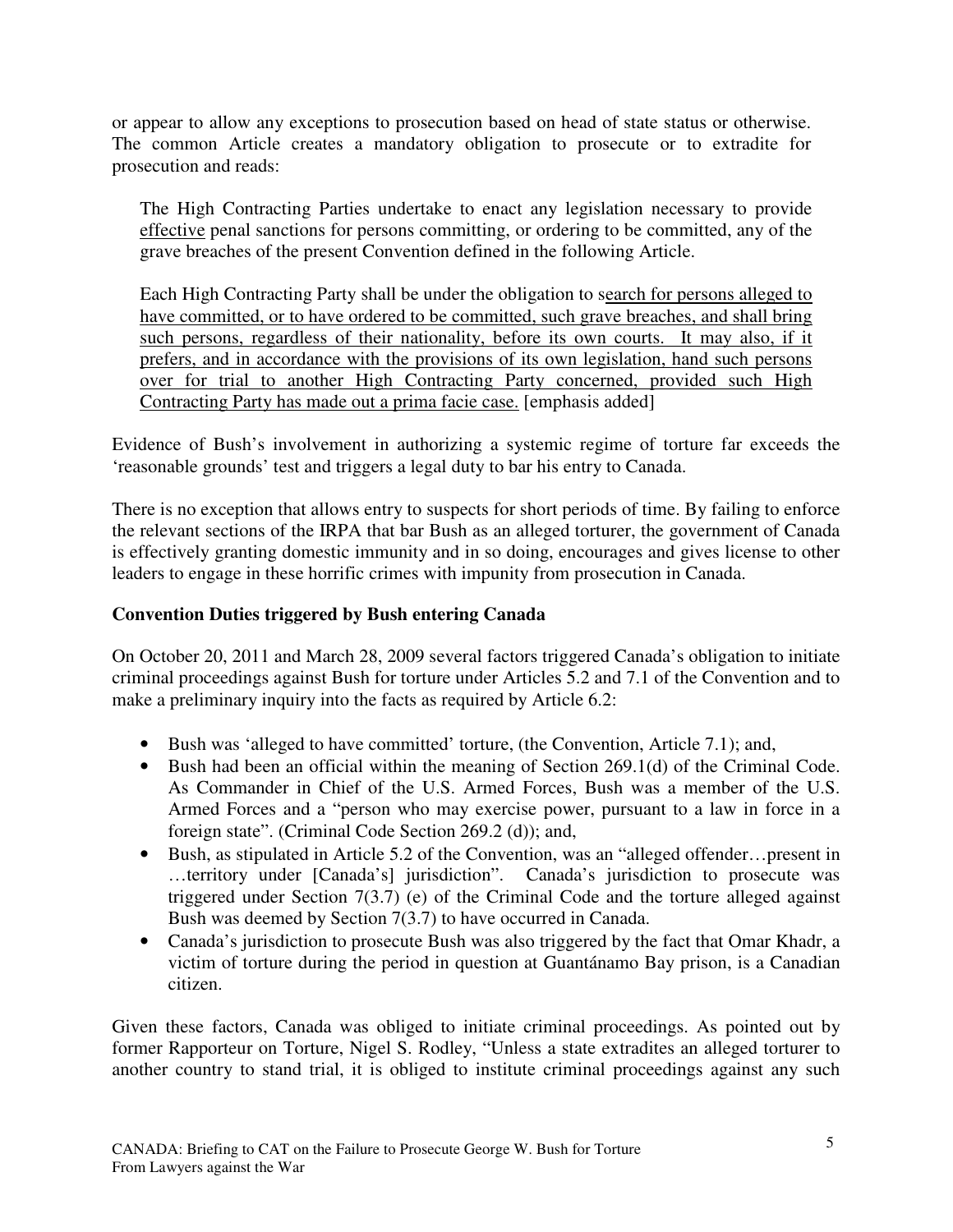or appear to allow any exceptions to prosecution based on head of state status or otherwise. The common Article creates a mandatory obligation to prosecute or to extradite for prosecution and reads:

> The High Contracting Parties undertake to enact any legislation necessary to provide <u>effective</u> penal sanctions for persons committing, or ordering to be committed, any of the grave breaches of the present Convention defined in the following Article.
>
> Each High Contracting Party shall be under the obligation to <u>search for persons alleged to have committed, or to have ordered to be committed, such grave breaches, and shall bring such persons, regardless of their nationality, before its own courts. It may also, if it prefers, and in accordance with the provisions of its own legislation, hand such persons over for trial to another High Contracting Party concerned, provided such High Contracting Party has made out a prima facie case.</u> [emphasis added]

Evidence of Bush's involvement in authorizing a systemic regime of torture far exceeds the 'reasonable grounds' test and triggers a legal duty to bar his entry to Canada.

There is no exception that allows entry to suspects for short periods of time. By failing to enforce the relevant sections of the IRPA that bar Bush as an alleged torturer, the government of Canada is effectively granting domestic immunity and in so doing, encourages and gives license to other leaders to engage in these horrific crimes with impunity from prosecution in Canada.

**Convention Duties triggered by Bush entering Canada**

On October 20, 2011 and March 28, 2009 several factors triggered Canada's obligation to initiate criminal proceedings against Bush for torture under Articles 5.2 and 7.1 of the Convention and to make a preliminary inquiry into the facts as required by Article 6.2:

- Bush was 'alleged to have committed' torture, (the Convention, Article 7.1); and,
- Bush had been an official within the meaning of Section 269.1(d) of the Criminal Code. As Commander in Chief of the U.S. Armed Forces, Bush was a member of the U.S. Armed Forces and a "person who may exercise power, pursuant to a law in force in a foreign state". (Criminal Code Section 269.2 (d)); and,
- Bush, as stipulated in Article 5.2 of the Convention, was an "alleged offender…present in …territory under [Canada's] jurisdiction". Canada's jurisdiction to prosecute was triggered under Section 7(3.7) (e) of the Criminal Code and the torture alleged against Bush was deemed by Section 7(3.7) to have occurred in Canada.
- Canada's jurisdiction to prosecute Bush was also triggered by the fact that Omar Khadr, a victim of torture during the period in question at Guantánamo Bay prison, is a Canadian citizen.

Given these factors, Canada was obliged to initiate criminal proceedings. As pointed out by former Rapporteur on Torture, Nigel S. Rodley, "Unless a state extradites an alleged torturer to another country to stand trial, it is obliged to institute criminal proceedings against any such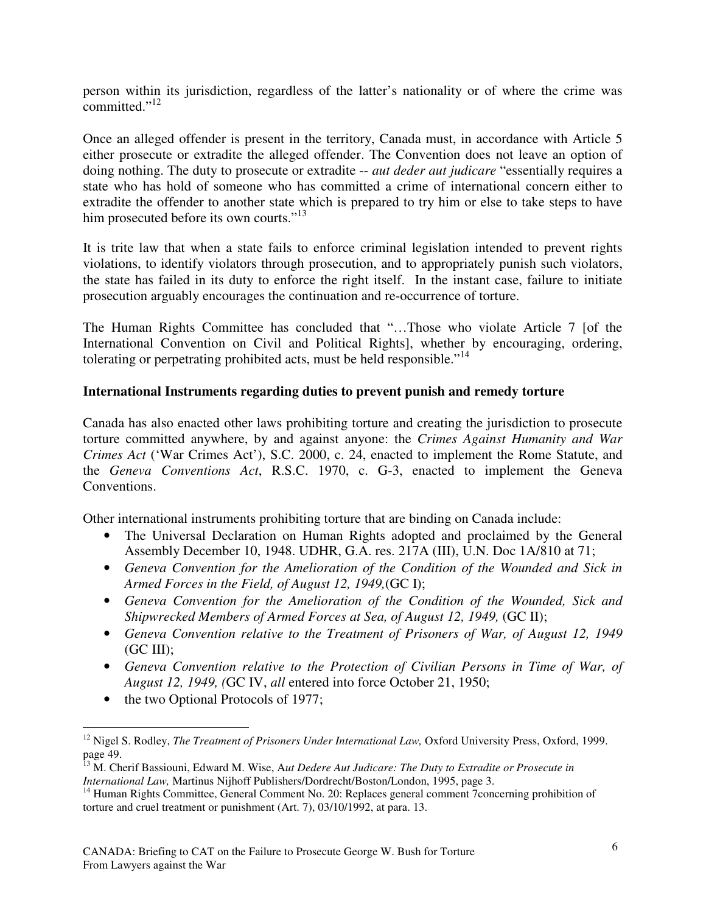person within its jurisdiction, regardless of the latter's nationality or of where the crime was committed."[12]

Once an alleged offender is present in the territory, Canada must, in accordance with Article 5 either prosecute or extradite the alleged offender. The Convention does not leave an option of doing nothing. The duty to prosecute or extradite -- *aut deder aut judicare* "essentially requires a state who has hold of someone who has committed a crime of international concern either to extradite the offender to another state which is prepared to try him or else to take steps to have him prosecuted before its own courts."[13]

It is trite law that when a state fails to enforce criminal legislation intended to prevent rights violations, to identify violators through prosecution, and to appropriately punish such violators, the state has failed in its duty to enforce the right itself. In the instant case, failure to initiate prosecution arguably encourages the continuation and re-occurrence of torture.

The Human Rights Committee has concluded that "…Those who violate Article 7 [of the International Convention on Civil and Political Rights], whether by encouraging, ordering, tolerating or perpetrating prohibited acts, must be held responsible."[14]

**International Instruments regarding duties to prevent punish and remedy torture**

Canada has also enacted other laws prohibiting torture and creating the jurisdiction to prosecute torture committed anywhere, by and against anyone: the *Crimes Against Humanity and War Crimes Act* ('War Crimes Act'), S.C. 2000, c. 24, enacted to implement the Rome Statute, and the *Geneva Conventions Act*, R.S.C. 1970, c. G-3, enacted to implement the Geneva Conventions.

Other international instruments prohibiting torture that are binding on Canada include:

- The Universal Declaration on Human Rights adopted and proclaimed by the General Assembly December 10, 1948. UDHR, G.A. res. 217A (III), U.N. Doc 1A/810 at 71;
- *Geneva Convention for the Amelioration of the Condition of the Wounded and Sick in Armed Forces in the Field, of August 12, 1949,*(GC I);
- *Geneva Convention for the Amelioration of the Condition of the Wounded, Sick and Shipwrecked Members of Armed Forces at Sea, of August 12, 1949,* (GC II);
- *Geneva Convention relative to the Treatment of Prisoners of War, of August 12, 1949* (GC III);
- *Geneva Convention relative to the Protection of Civilian Persons in Time of War, of August 12, 1949, (*GC IV, *all* entered into force October 21, 1950;
- the two Optional Protocols of 1977;

---

[12] Nigel S. Rodley, *The Treatment of Prisoners Under International Law,* Oxford University Press, Oxford, 1999. page 49.

[13] M. Cherif Bassiouni, Edward M. Wise, A*ut Dedere Aut Judicare: The Duty to Extradite or Prosecute in International Law,* Martinus Nijhoff Publishers/Dordrecht/Boston/London, 1995, page 3.

[14] Human Rights Committee, General Comment No. 20: Replaces general comment 7concerning prohibition of torture and cruel treatment or punishment (Art. 7), 03/10/1992, at para. 13.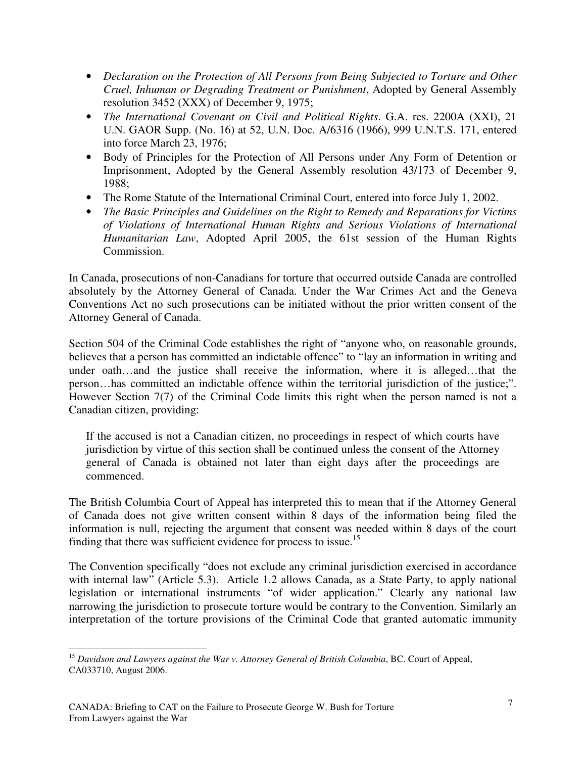- *Declaration on the Protection of All Persons from Being Subjected to Torture and Other Cruel, Inhuman or Degrading Treatment or Punishment*, Adopted by General Assembly resolution 3452 (XXX) of December 9, 1975;
- *The International Covenant on Civil and Political Rights*. G.A. res. 2200A (XXI), 21 U.N. GAOR Supp. (No. 16) at 52, U.N. Doc. A/6316 (1966), 999 U.N.T.S. 171, entered into force March 23, 1976;
- Body of Principles for the Protection of All Persons under Any Form of Detention or Imprisonment, Adopted by the General Assembly resolution 43/173 of December 9, 1988;
- The Rome Statute of the International Criminal Court, entered into force July 1, 2002.
- *The Basic Principles and Guidelines on the Right to Remedy and Reparations for Victims of Violations of International Human Rights and Serious Violations of International Humanitarian Law*, Adopted April 2005, the 61st session of the Human Rights Commission.

In Canada, prosecutions of non-Canadians for torture that occurred outside Canada are controlled absolutely by the Attorney General of Canada. Under the War Crimes Act and the Geneva Conventions Act no such prosecutions can be initiated without the prior written consent of the Attorney General of Canada.

Section 504 of the Criminal Code establishes the right of "anyone who, on reasonable grounds, believes that a person has committed an indictable offence" to "lay an information in writing and under oath…and the justice shall receive the information, where it is alleged…that the person…has committed an indictable offence within the territorial jurisdiction of the justice;". However Section 7(7) of the Criminal Code limits this right when the person named is not a Canadian citizen, providing:

> If the accused is not a Canadian citizen, no proceedings in respect of which courts have jurisdiction by virtue of this section shall be continued unless the consent of the Attorney general of Canada is obtained not later than eight days after the proceedings are commenced.

The British Columbia Court of Appeal has interpreted this to mean that if the Attorney General of Canada does not give written consent within 8 days of the information being filed the information is null, rejecting the argument that consent was needed within 8 days of the court finding that there was sufficient evidence for process to issue.[15]

The Convention specifically "does not exclude any criminal jurisdiction exercised in accordance with internal law" (Article 5.3). Article 1.2 allows Canada, as a State Party, to apply national legislation or international instruments "of wider application." Clearly any national law narrowing the jurisdiction to prosecute torture would be contrary to the Convention. Similarly an interpretation of the torture provisions of the Criminal Code that granted automatic immunity

---

[15] *Davidson and Lawyers against the War v. Attorney General of British Columbia*, BC. Court of Appeal, CA033710, August 2006.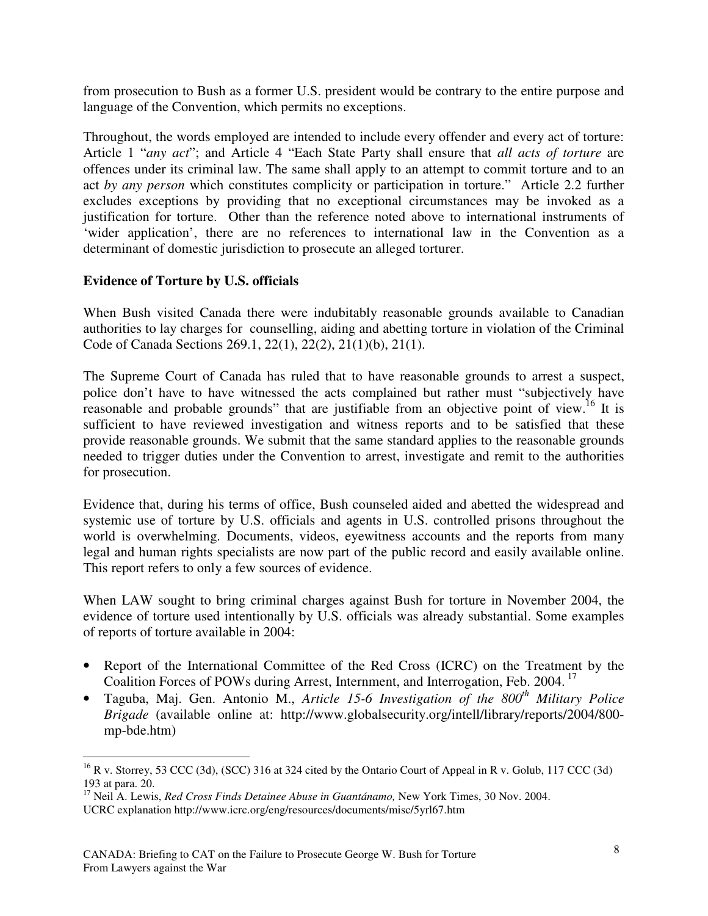from prosecution to Bush as a former U.S. president would be contrary to the entire purpose and language of the Convention, which permits no exceptions.

Throughout, the words employed are intended to include every offender and every act of torture: Article 1 "*any act*"; and Article 4 "Each State Party shall ensure that *all acts of torture* are offences under its criminal law. The same shall apply to an attempt to commit torture and to an act *by any person* which constitutes complicity or participation in torture." Article 2.2 further excludes exceptions by providing that no exceptional circumstances may be invoked as a justification for torture. Other than the reference noted above to international instruments of 'wider application', there are no references to international law in the Convention as a determinant of domestic jurisdiction to prosecute an alleged torturer.

**Evidence of Torture by U.S. officials**

When Bush visited Canada there were indubitably reasonable grounds available to Canadian authorities to lay charges for counselling, aiding and abetting torture in violation of the Criminal Code of Canada Sections 269.1, 22(1), 22(2), 21(1)(b), 21(1).

The Supreme Court of Canada has ruled that to have reasonable grounds to arrest a suspect, police don't have to have witnessed the acts complained but rather must "subjectively have reasonable and probable grounds" that are justifiable from an objective point of view.[16] It is sufficient to have reviewed investigation and witness reports and to be satisfied that these provide reasonable grounds. We submit that the same standard applies to the reasonable grounds needed to trigger duties under the Convention to arrest, investigate and remit to the authorities for prosecution.

Evidence that, during his terms of office, Bush counseled aided and abetted the widespread and systemic use of torture by U.S. officials and agents in U.S. controlled prisons throughout the world is overwhelming. Documents, videos, eyewitness accounts and the reports from many legal and human rights specialists are now part of the public record and easily available online. This report refers to only a few sources of evidence.

When LAW sought to bring criminal charges against Bush for torture in November 2004, the evidence of torture used intentionally by U.S. officials was already substantial. Some examples of reports of torture available in 2004:

- Report of the International Committee of the Red Cross (ICRC) on the Treatment by the Coalition Forces of POWs during Arrest, Internment, and Interrogation, Feb. 2004.[17]
- Taguba, Maj. Gen. Antonio M., *Article 15-6 Investigation of the 800th Military Police Brigade* (available online at: http://www.globalsecurity.org/intell/library/reports/2004/800-mp-bde.htm)

---

[16] R v. Storrey, 53 CCC (3d), (SCC) 316 at 324 cited by the Ontario Court of Appeal in R v. Golub, 117 CCC (3d) 193 at para. 20.

[17] Neil A. Lewis, *Red Cross Finds Detainee Abuse in Guantánamo,* New York Times, 30 Nov. 2004. UCRC explanation http://www.icrc.org/eng/resources/documents/misc/5yrl67.htm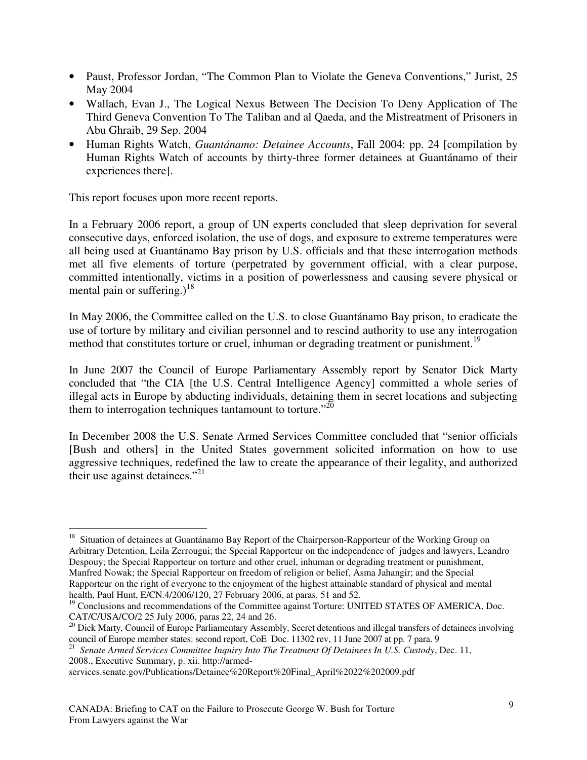- Paust, Professor Jordan, "The Common Plan to Violate the Geneva Conventions," Jurist, 25 May 2004
- Wallach, Evan J., The Logical Nexus Between The Decision To Deny Application of The Third Geneva Convention To The Taliban and al Qaeda, and the Mistreatment of Prisoners in Abu Ghraib, 29 Sep. 2004
- Human Rights Watch, *Guantánamo: Detainee Accounts*, Fall 2004: pp. 24 [compilation by Human Rights Watch of accounts by thirty-three former detainees at Guantánamo of their experiences there].

This report focuses upon more recent reports.

In a February 2006 report, a group of UN experts concluded that sleep deprivation for several consecutive days, enforced isolation, the use of dogs, and exposure to extreme temperatures were all being used at Guantánamo Bay prison by U.S. officials and that these interrogation methods met all five elements of torture (perpetrated by government official, with a clear purpose, committed intentionally, victims in a position of powerlessness and causing severe physical or mental pain or suffering.)[18]

In May 2006, the Committee called on the U.S. to close Guantánamo Bay prison, to eradicate the use of torture by military and civilian personnel and to rescind authority to use any interrogation method that constitutes torture or cruel, inhuman or degrading treatment or punishment.[19]

In June 2007 the Council of Europe Parliamentary Assembly report by Senator Dick Marty concluded that "the CIA [the U.S. Central Intelligence Agency] committed a whole series of illegal acts in Europe by abducting individuals, detaining them in secret locations and subjecting them to interrogation techniques tantamount to torture."[20]

In December 2008 the U.S. Senate Armed Services Committee concluded that "senior officials [Bush and others] in the United States government solicited information on how to use aggressive techniques, redefined the law to create the appearance of their legality, and authorized their use against detainees."[21]

---

[18] Situation of detainees at Guantánamo Bay Report of the Chairperson-Rapporteur of the Working Group on Arbitrary Detention, Leila Zerrougui; the Special Rapporteur on the independence of judges and lawyers, Leandro Despouy; the Special Rapporteur on torture and other cruel, inhuman or degrading treatment or punishment, Manfred Nowak; the Special Rapporteur on freedom of religion or belief, Asma Jahangir; and the Special Rapporteur on the right of everyone to the enjoyment of the highest attainable standard of physical and mental health, Paul Hunt, E/CN.4/2006/120, 27 February 2006, at paras. 51 and 52.

[19] Conclusions and recommendations of the Committee against Torture: UNITED STATES OF AMERICA, Doc. CAT/C/USA/CO/2 25 July 2006, paras 22, 24 and 26.

[20] Dick Marty, Council of Europe Parliamentary Assembly, Secret detentions and illegal transfers of detainees involving council of Europe member states: second report, CoE Doc. 11302 rev, 11 June 2007 at pp. 7 para. 9

[21] *Senate Armed Services Committee Inquiry Into The Treatment Of Detainees In U.S. Custody*, Dec. 11, 2008., Executive Summary, p. xii. http://armed-services.senate.gov/Publications/Detainee%20Report%20Final_April%2022%202009.pdf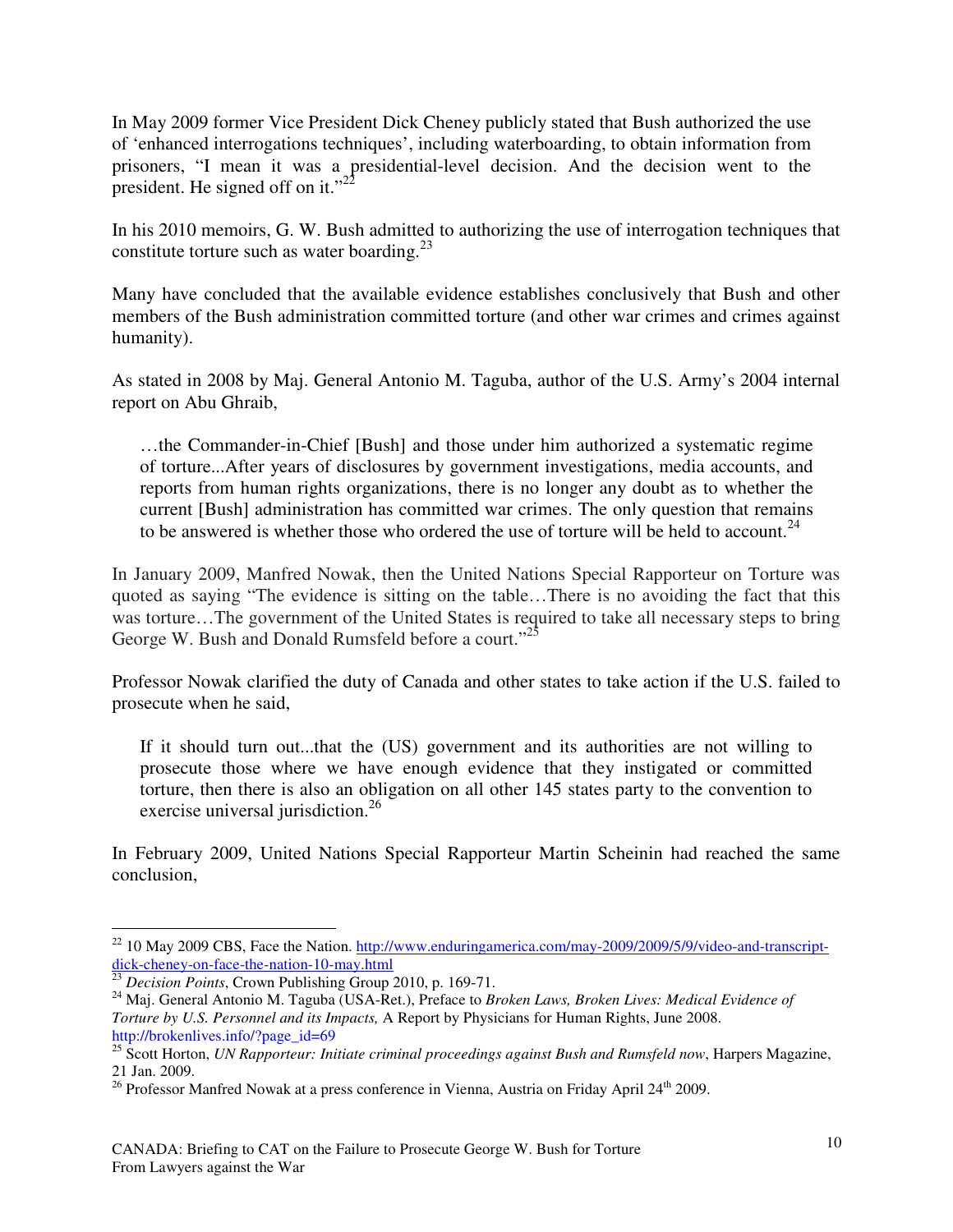In May 2009 former Vice President Dick Cheney publicly stated that Bush authorized the use of 'enhanced interrogations techniques', including waterboarding, to obtain information from prisoners, "I mean it was a presidential-level decision. And the decision went to the president. He signed off on it."[22]

In his 2010 memoirs, G. W. Bush admitted to authorizing the use of interrogation techniques that constitute torture such as water boarding.[23]

Many have concluded that the available evidence establishes conclusively that Bush and other members of the Bush administration committed torture (and other war crimes and crimes against humanity).

As stated in 2008 by Maj. General Antonio M. Taguba, author of the U.S. Army's 2004 internal report on Abu Ghraib,

> …the Commander-in-Chief [Bush] and those under him authorized a systematic regime of torture...After years of disclosures by government investigations, media accounts, and reports from human rights organizations, there is no longer any doubt as to whether the current [Bush] administration has committed war crimes. The only question that remains to be answered is whether those who ordered the use of torture will be held to account.[24]

In January 2009, Manfred Nowak, then the United Nations Special Rapporteur on Torture was quoted as saying "The evidence is sitting on the table…There is no avoiding the fact that this was torture…The government of the United States is required to take all necessary steps to bring George W. Bush and Donald Rumsfeld before a court."[25]

Professor Nowak clarified the duty of Canada and other states to take action if the U.S. failed to prosecute when he said,

> If it should turn out...that the (US) government and its authorities are not willing to prosecute those where we have enough evidence that they instigated or committed torture, then there is also an obligation on all other 145 states party to the convention to exercise universal jurisdiction.[26]

In February 2009, United Nations Special Rapporteur Martin Scheinin had reached the same conclusion,

---

[22] 10 May 2009 CBS, Face the Nation. http://www.enduringamerica.com/may-2009/2009/5/9/video-and-transcript-dick-cheney-on-face-the-nation-10-may.html

[23] *Decision Points*, Crown Publishing Group 2010, p. 169-71.

[24] Maj. General Antonio M. Taguba (USA-Ret.), Preface to *Broken Laws, Broken Lives: Medical Evidence of Torture by U.S. Personnel and its Impacts,* A Report by Physicians for Human Rights, June 2008. http://brokenlives.info/?page_id=69

[25] Scott Horton, *UN Rapporteur: Initiate criminal proceedings against Bush and Rumsfeld now*, Harpers Magazine, 21 Jan. 2009.

[26] Professor Manfred Nowak at a press conference in Vienna, Austria on Friday April 24th 2009.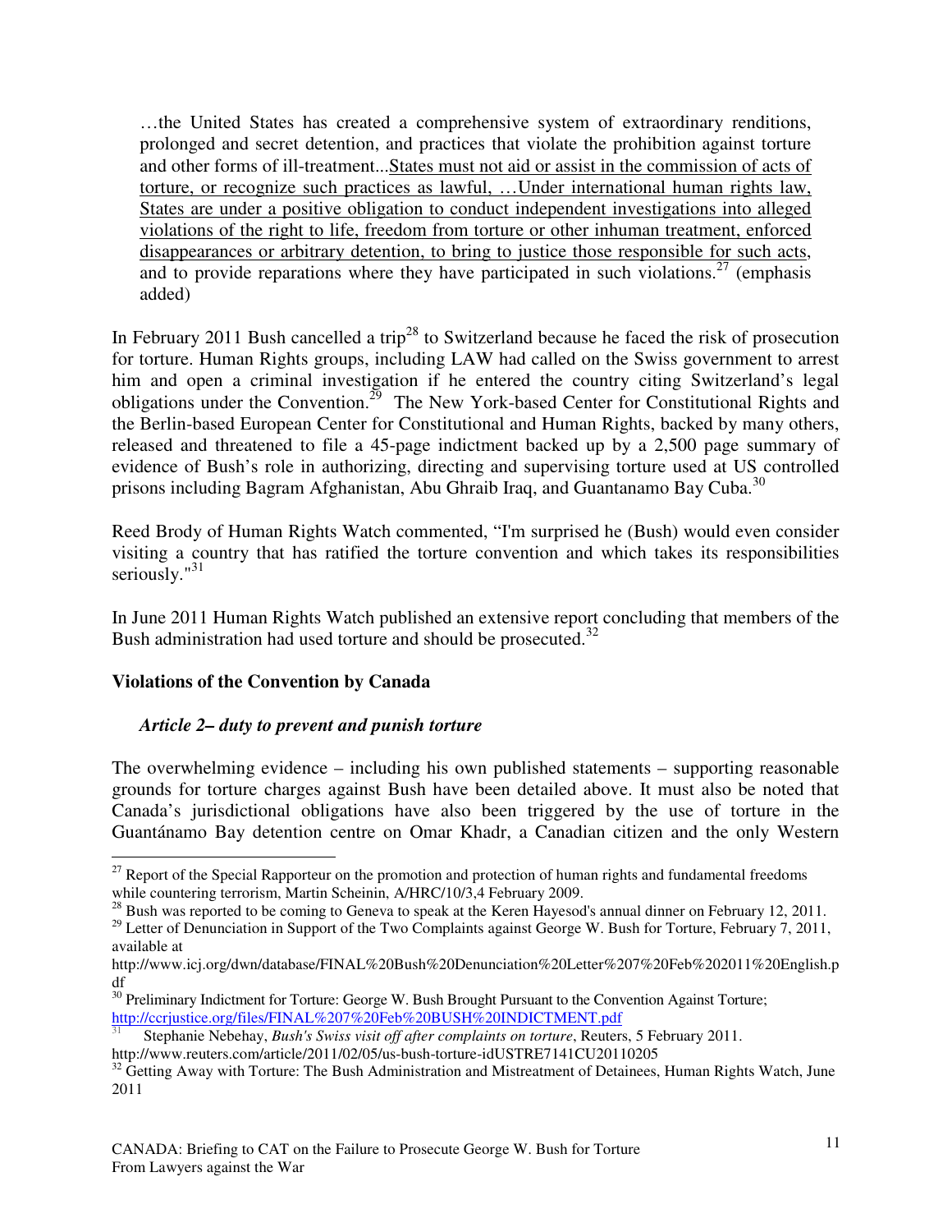…the United States has created a comprehensive system of extraordinary renditions, prolonged and secret detention, and practices that violate the prohibition against torture and other forms of ill-treatment...States must not aid or assist in the commission of acts of torture, or recognize such practices as lawful, …Under international human rights law, States are under a positive obligation to conduct independent investigations into alleged violations of the right to life, freedom from torture or other inhuman treatment, enforced disappearances or arbitrary detention, to bring to justice those responsible for such acts, and to provide reparations where they have participated in such violations.[27] (emphasis added)

In February 2011 Bush cancelled a trip[28] to Switzerland because he faced the risk of prosecution for torture. Human Rights groups, including LAW had called on the Swiss government to arrest him and open a criminal investigation if he entered the country citing Switzerland's legal obligations under the Convention.[29] The New York-based Center for Constitutional Rights and the Berlin-based European Center for Constitutional and Human Rights, backed by many others, released and threatened to file a 45-page indictment backed up by a 2,500 page summary of evidence of Bush's role in authorizing, directing and supervising torture used at US controlled prisons including Bagram Afghanistan, Abu Ghraib Iraq, and Guantanamo Bay Cuba.[30]

Reed Brody of Human Rights Watch commented, "I'm surprised he (Bush) would even consider visiting a country that has ratified the torture convention and which takes its responsibilities seriously."[31]

In June 2011 Human Rights Watch published an extensive report concluding that members of the Bush administration had used torture and should be prosecuted.[32]

**Violations of the Convention by Canada**

***Article 2– duty to prevent and punish torture***

The overwhelming evidence – including his own published statements – supporting reasonable grounds for torture charges against Bush have been detailed above. It must also be noted that Canada's jurisdictional obligations have also been triggered by the use of torture in the Guantánamo Bay detention centre on Omar Khadr, a Canadian citizen and the only Western

[27] Report of the Special Rapporteur on the promotion and protection of human rights and fundamental freedoms while countering terrorism, Martin Scheinin, A/HRC/10/3,4 February 2009.

[28] Bush was reported to be coming to Geneva to speak at the Keren Hayesod's annual dinner on February 12, 2011.

[29] Letter of Denunciation in Support of the Two Complaints against George W. Bush for Torture, February 7, 2011, available at http://www.icj.org/dwn/database/FINAL%20Bush%20Denunciation%20Letter%207%20Feb%202011%20English.pdf

[30] Preliminary Indictment for Torture: George W. Bush Brought Pursuant to the Convention Against Torture; http://ccrjustice.org/files/FINAL%207%20Feb%20BUSH%20INDICTMENT.pdf

[31] Stephanie Nebehay, *Bush's Swiss visit off after complaints on torture*, Reuters, 5 February 2011. http://www.reuters.com/article/2011/02/05/us-bush-torture-idUSTRE7141CU20110205

[32] Getting Away with Torture: The Bush Administration and Mistreatment of Detainees, Human Rights Watch, June 2011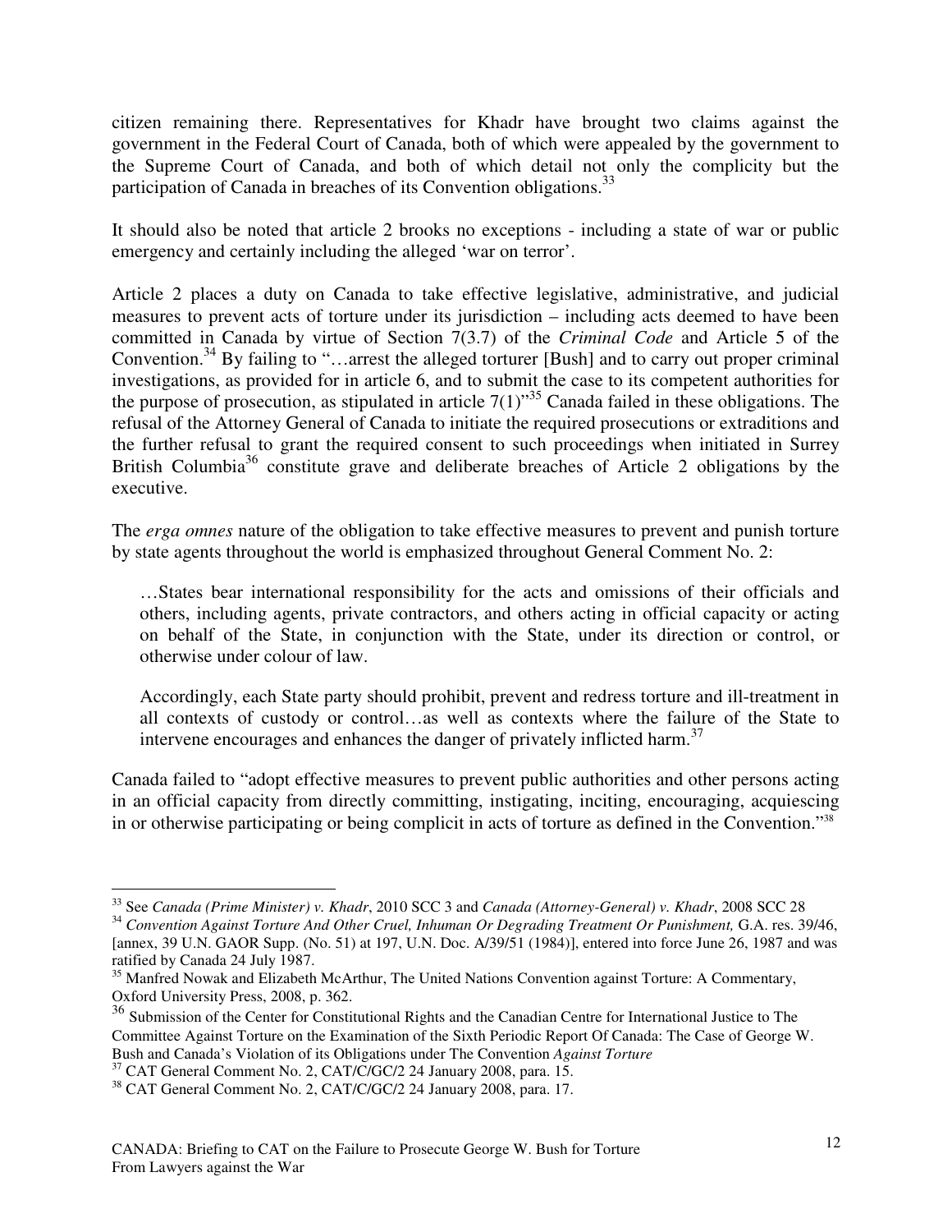citizen remaining there. Representatives for Khadr have brought two claims against the government in the Federal Court of Canada, both of which were appealed by the government to the Supreme Court of Canada, and both of which detail not only the complicity but the participation of Canada in breaches of its Convention obligations.[33]

It should also be noted that article 2 brooks no exceptions - including a state of war or public emergency and certainly including the alleged 'war on terror'.

Article 2 places a duty on Canada to take effective legislative, administrative, and judicial measures to prevent acts of torture under its jurisdiction – including acts deemed to have been committed in Canada by virtue of Section 7(3.7) of the *Criminal Code* and Article 5 of the Convention.[34] By failing to "…arrest the alleged torturer [Bush] and to carry out proper criminal investigations, as provided for in article 6, and to submit the case to its competent authorities for the purpose of prosecution, as stipulated in article 7(1)"[35] Canada failed in these obligations. The refusal of the Attorney General of Canada to initiate the required prosecutions or extraditions and the further refusal to grant the required consent to such proceedings when initiated in Surrey British Columbia[36] constitute grave and deliberate breaches of Article 2 obligations by the executive.

The *erga omnes* nature of the obligation to take effective measures to prevent and punish torture by state agents throughout the world is emphasized throughout General Comment No. 2:

> …States bear international responsibility for the acts and omissions of their officials and others, including agents, private contractors, and others acting in official capacity or acting on behalf of the State, in conjunction with the State, under its direction or control, or otherwise under colour of law.
>
> Accordingly, each State party should prohibit, prevent and redress torture and ill-treatment in all contexts of custody or control…as well as contexts where the failure of the State to intervene encourages and enhances the danger of privately inflicted harm.[37]

Canada failed to "adopt effective measures to prevent public authorities and other persons acting in an official capacity from directly committing, instigating, inciting, encouraging, acquiescing in or otherwise participating or being complicit in acts of torture as defined in the Convention."[38]

---

[33] See *Canada (Prime Minister) v. Khadr*, 2010 SCC 3 and *Canada (Attorney-General) v. Khadr*, 2008 SCC 28

[34] *Convention Against Torture And Other Cruel, Inhuman Or Degrading Treatment Or Punishment,* G.A. res. 39/46, [annex, 39 U.N. GAOR Supp. (No. 51) at 197, U.N. Doc. A/39/51 (1984)], entered into force June 26, 1987 and was ratified by Canada 24 July 1987.

[35] Manfred Nowak and Elizabeth McArthur, The United Nations Convention against Torture: A Commentary, Oxford University Press, 2008, p. 362.

[36] Submission of the Center for Constitutional Rights and the Canadian Centre for International Justice to The Committee Against Torture on the Examination of the Sixth Periodic Report Of Canada: The Case of George W. Bush and Canada's Violation of its Obligations under The Convention *Against Torture*

[37] CAT General Comment No. 2, CAT/C/GC/2 24 January 2008, para. 15.

[38] CAT General Comment No. 2, CAT/C/GC/2 24 January 2008, para. 17.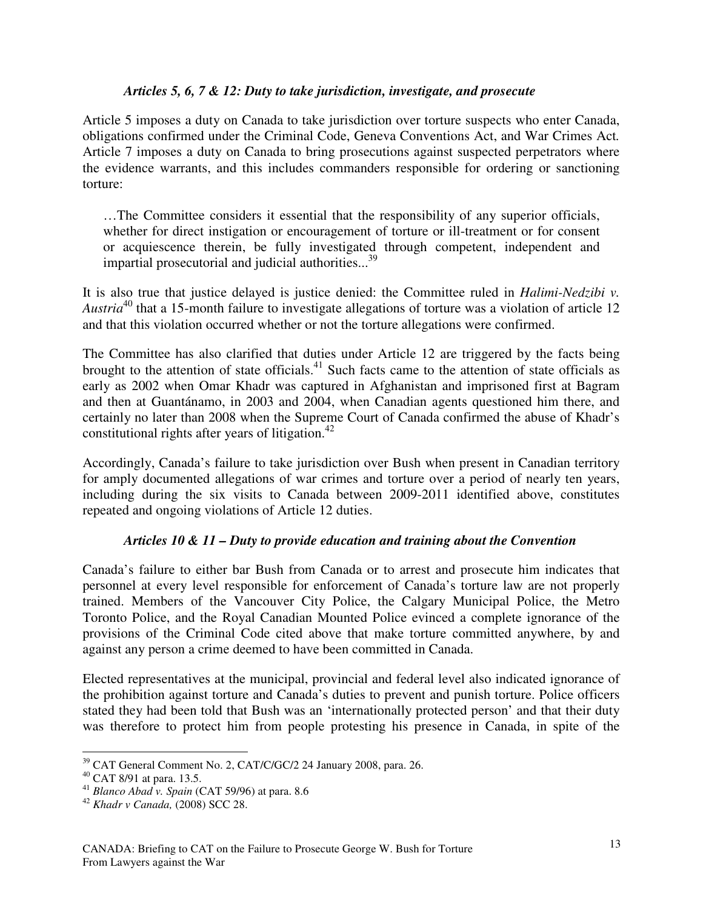### *Articles 5, 6, 7 & 12: Duty to take jurisdiction, investigate, and prosecute*

Article 5 imposes a duty on Canada to take jurisdiction over torture suspects who enter Canada, obligations confirmed under the Criminal Code, Geneva Conventions Act, and War Crimes Act. Article 7 imposes a duty on Canada to bring prosecutions against suspected perpetrators where the evidence warrants, and this includes commanders responsible for ordering or sanctioning torture:

> …The Committee considers it essential that the responsibility of any superior officials, whether for direct instigation or encouragement of torture or ill-treatment or for consent or acquiescence therein, be fully investigated through competent, independent and impartial prosecutorial and judicial authorities...[39]

It is also true that justice delayed is justice denied: the Committee ruled in *Halimi-Nedzibi v. Austria*[40] that a 15-month failure to investigate allegations of torture was a violation of article 12 and that this violation occurred whether or not the torture allegations were confirmed.

The Committee has also clarified that duties under Article 12 are triggered by the facts being brought to the attention of state officials.[41] Such facts came to the attention of state officials as early as 2002 when Omar Khadr was captured in Afghanistan and imprisoned first at Bagram and then at Guantánamo, in 2003 and 2004, when Canadian agents questioned him there, and certainly no later than 2008 when the Supreme Court of Canada confirmed the abuse of Khadr's constitutional rights after years of litigation.[42]

Accordingly, Canada's failure to take jurisdiction over Bush when present in Canadian territory for amply documented allegations of war crimes and torture over a period of nearly ten years, including during the six visits to Canada between 2009-2011 identified above, constitutes repeated and ongoing violations of Article 12 duties.

### *Articles 10 & 11 – Duty to provide education and training about the Convention*

Canada's failure to either bar Bush from Canada or to arrest and prosecute him indicates that personnel at every level responsible for enforcement of Canada's torture law are not properly trained. Members of the Vancouver City Police, the Calgary Municipal Police, the Metro Toronto Police, and the Royal Canadian Mounted Police evinced a complete ignorance of the provisions of the Criminal Code cited above that make torture committed anywhere, by and against any person a crime deemed to have been committed in Canada.

Elected representatives at the municipal, provincial and federal level also indicated ignorance of the prohibition against torture and Canada's duties to prevent and punish torture. Police officers stated they had been told that Bush was an 'internationally protected person' and that their duty was therefore to protect him from people protesting his presence in Canada, in spite of the

---

[39] CAT General Comment No. 2, CAT/C/GC/2 24 January 2008, para. 26.

[40] CAT 8/91 at para. 13.5.

[41] *Blanco Abad v. Spain* (CAT 59/96) at para. 8.6

[42] *Khadr v Canada,* (2008) SCC 28.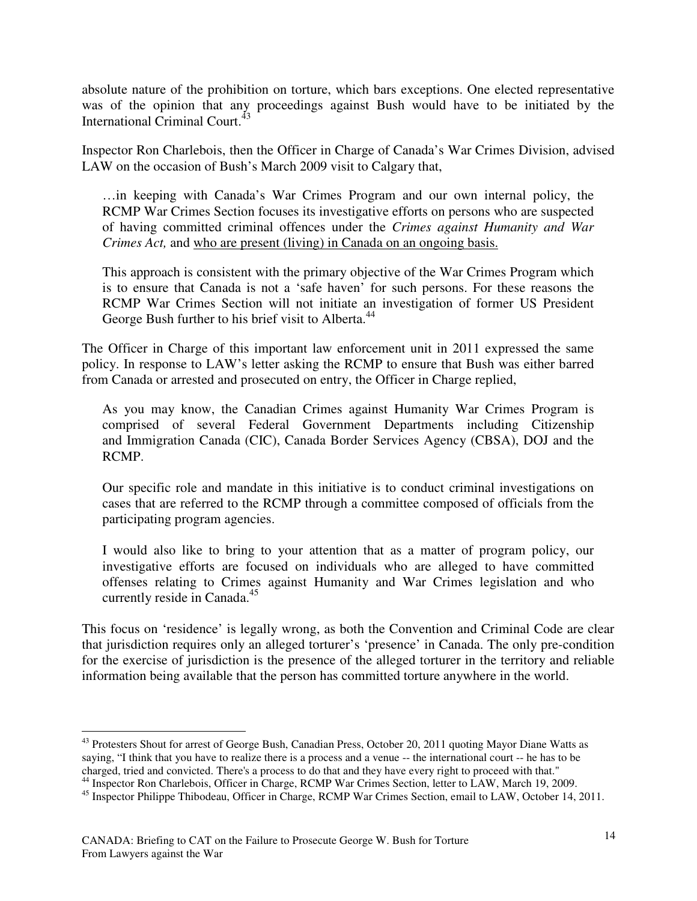absolute nature of the prohibition on torture, which bars exceptions. One elected representative was of the opinion that any proceedings against Bush would have to be initiated by the International Criminal Court.[43]

Inspector Ron Charlebois, then the Officer in Charge of Canada's War Crimes Division, advised LAW on the occasion of Bush's March 2009 visit to Calgary that,

> …in keeping with Canada's War Crimes Program and our own internal policy, the RCMP War Crimes Section focuses its investigative efforts on persons who are suspected of having committed criminal offences under the *Crimes against Humanity and War Crimes Act,* and <u>who are present (living) in Canada on an ongoing basis.</u>
>
> This approach is consistent with the primary objective of the War Crimes Program which is to ensure that Canada is not a 'safe haven' for such persons. For these reasons the RCMP War Crimes Section will not initiate an investigation of former US President George Bush further to his brief visit to Alberta.[44]

The Officer in Charge of this important law enforcement unit in 2011 expressed the same policy. In response to LAW's letter asking the RCMP to ensure that Bush was either barred from Canada or arrested and prosecuted on entry, the Officer in Charge replied,

> As you may know, the Canadian Crimes against Humanity War Crimes Program is comprised of several Federal Government Departments including Citizenship and Immigration Canada (CIC), Canada Border Services Agency (CBSA), DOJ and the RCMP.
>
> Our specific role and mandate in this initiative is to conduct criminal investigations on cases that are referred to the RCMP through a committee composed of officials from the participating program agencies.
>
> I would also like to bring to your attention that as a matter of program policy, our investigative efforts are focused on individuals who are alleged to have committed offenses relating to Crimes against Humanity and War Crimes legislation and who currently reside in Canada.[45]

This focus on 'residence' is legally wrong, as both the Convention and Criminal Code are clear that jurisdiction requires only an alleged torturer's 'presence' in Canada. The only pre-condition for the exercise of jurisdiction is the presence of the alleged torturer in the territory and reliable information being available that the person has committed torture anywhere in the world.

---

[43] Protesters Shout for arrest of George Bush, Canadian Press, October 20, 2011 quoting Mayor Diane Watts as saying, "I think that you have to realize there is a process and a venue -- the international court -- he has to be charged, tried and convicted. There's a process to do that and they have every right to proceed with that."

[44] Inspector Ron Charlebois, Officer in Charge, RCMP War Crimes Section, letter to LAW, March 19, 2009.

[45] Inspector Philippe Thibodeau, Officer in Charge, RCMP War Crimes Section, email to LAW, October 14, 2011.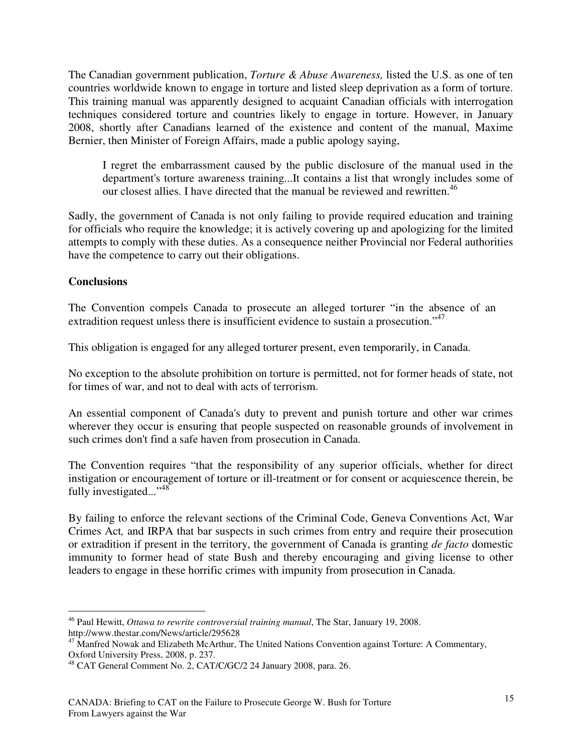The Canadian government publication, *Torture & Abuse Awareness,* listed the U.S. as one of ten countries worldwide known to engage in torture and listed sleep deprivation as a form of torture. This training manual was apparently designed to acquaint Canadian officials with interrogation techniques considered torture and countries likely to engage in torture. However, in January 2008, shortly after Canadians learned of the existence and content of the manual, Maxime Bernier, then Minister of Foreign Affairs, made a public apology saying,

> I regret the embarrassment caused by the public disclosure of the manual used in the department's torture awareness training...It contains a list that wrongly includes some of our closest allies. I have directed that the manual be reviewed and rewritten.[46]

Sadly, the government of Canada is not only failing to provide required education and training for officials who require the knowledge; it is actively covering up and apologizing for the limited attempts to comply with these duties. As a consequence neither Provincial nor Federal authorities have the competence to carry out their obligations.

**Conclusions**

The Convention compels Canada to prosecute an alleged torturer "in the absence of an extradition request unless there is insufficient evidence to sustain a prosecution."[47]

This obligation is engaged for any alleged torturer present, even temporarily, in Canada.

No exception to the absolute prohibition on torture is permitted, not for former heads of state, not for times of war, and not to deal with acts of terrorism.

An essential component of Canada's duty to prevent and punish torture and other war crimes wherever they occur is ensuring that people suspected on reasonable grounds of involvement in such crimes don't find a safe haven from prosecution in Canada.

The Convention requires "that the responsibility of any superior officials, whether for direct instigation or encouragement of torture or ill-treatment or for consent or acquiescence therein, be fully investigated..."[48]

By failing to enforce the relevant sections of the Criminal Code, Geneva Conventions Act, War Crimes Act*,* and IRPA that bar suspects in such crimes from entry and require their prosecution or extradition if present in the territory, the government of Canada is granting *de facto* domestic immunity to former head of state Bush and thereby encouraging and giving license to other leaders to engage in these horrific crimes with impunity from prosecution in Canada.

---

[46] Paul Hewitt, *Ottawa to rewrite controversial training manual*, The Star, January 19, 2008. http://www.thestar.com/News/article/295628

[47] Manfred Nowak and Elizabeth McArthur, The United Nations Convention against Torture: A Commentary, Oxford University Press, 2008, p. 237.

[48] CAT General Comment No. 2, CAT/C/GC/2 24 January 2008, para. 26.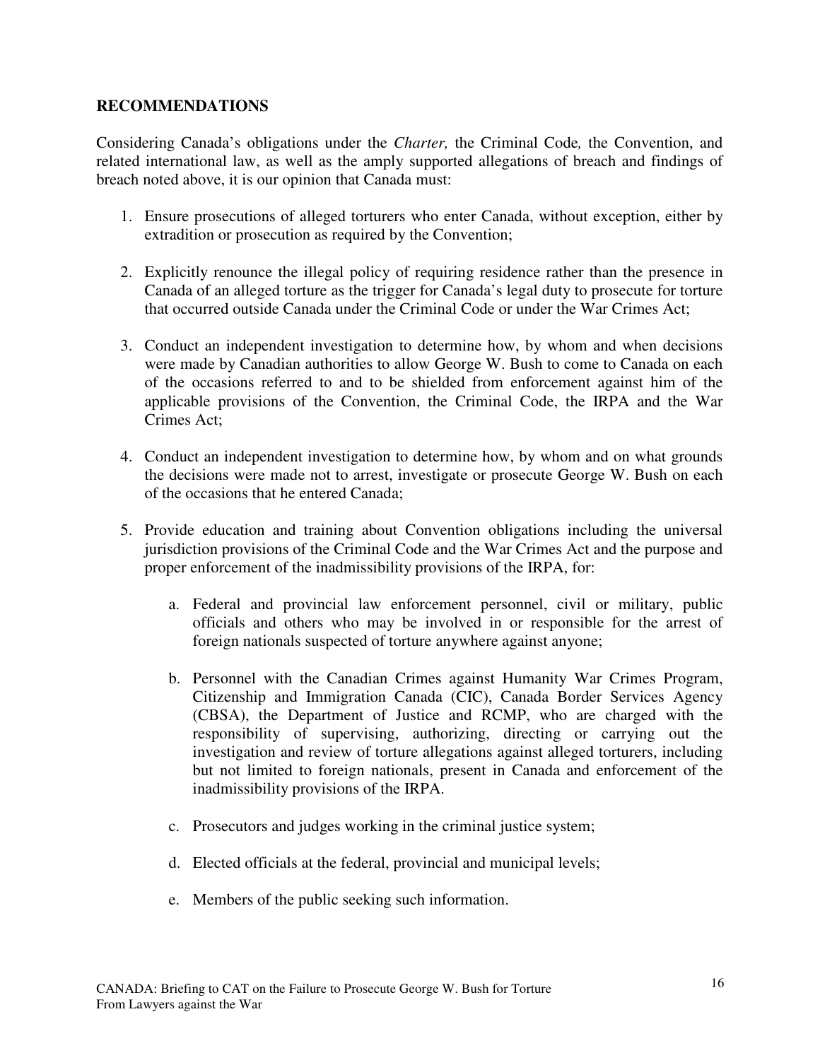## RECOMMENDATIONS

Considering Canada's obligations under the *Charter,* the Criminal Code*,* the Convention, and related international law, as well as the amply supported allegations of breach and findings of breach noted above, it is our opinion that Canada must:

1. Ensure prosecutions of alleged torturers who enter Canada, without exception, either by extradition or prosecution as required by the Convention;

2. Explicitly renounce the illegal policy of requiring residence rather than the presence in Canada of an alleged torture as the trigger for Canada's legal duty to prosecute for torture that occurred outside Canada under the Criminal Code or under the War Crimes Act;

3. Conduct an independent investigation to determine how, by whom and when decisions were made by Canadian authorities to allow George W. Bush to come to Canada on each of the occasions referred to and to be shielded from enforcement against him of the applicable provisions of the Convention, the Criminal Code, the IRPA and the War Crimes Act;

4. Conduct an independent investigation to determine how, by whom and on what grounds the decisions were made not to arrest, investigate or prosecute George W. Bush on each of the occasions that he entered Canada;

5. Provide education and training about Convention obligations including the universal jurisdiction provisions of the Criminal Code and the War Crimes Act and the purpose and proper enforcement of the inadmissibility provisions of the IRPA, for:

    a. Federal and provincial law enforcement personnel, civil or military, public officials and others who may be involved in or responsible for the arrest of foreign nationals suspected of torture anywhere against anyone;

    b. Personnel with the Canadian Crimes against Humanity War Crimes Program, Citizenship and Immigration Canada (CIC), Canada Border Services Agency (CBSA), the Department of Justice and RCMP, who are charged with the responsibility of supervising, authorizing, directing or carrying out the investigation and review of torture allegations against alleged torturers, including but not limited to foreign nationals, present in Canada and enforcement of the inadmissibility provisions of the IRPA.

    c. Prosecutors and judges working in the criminal justice system;

    d. Elected officials at the federal, provincial and municipal levels;

    e. Members of the public seeking such information.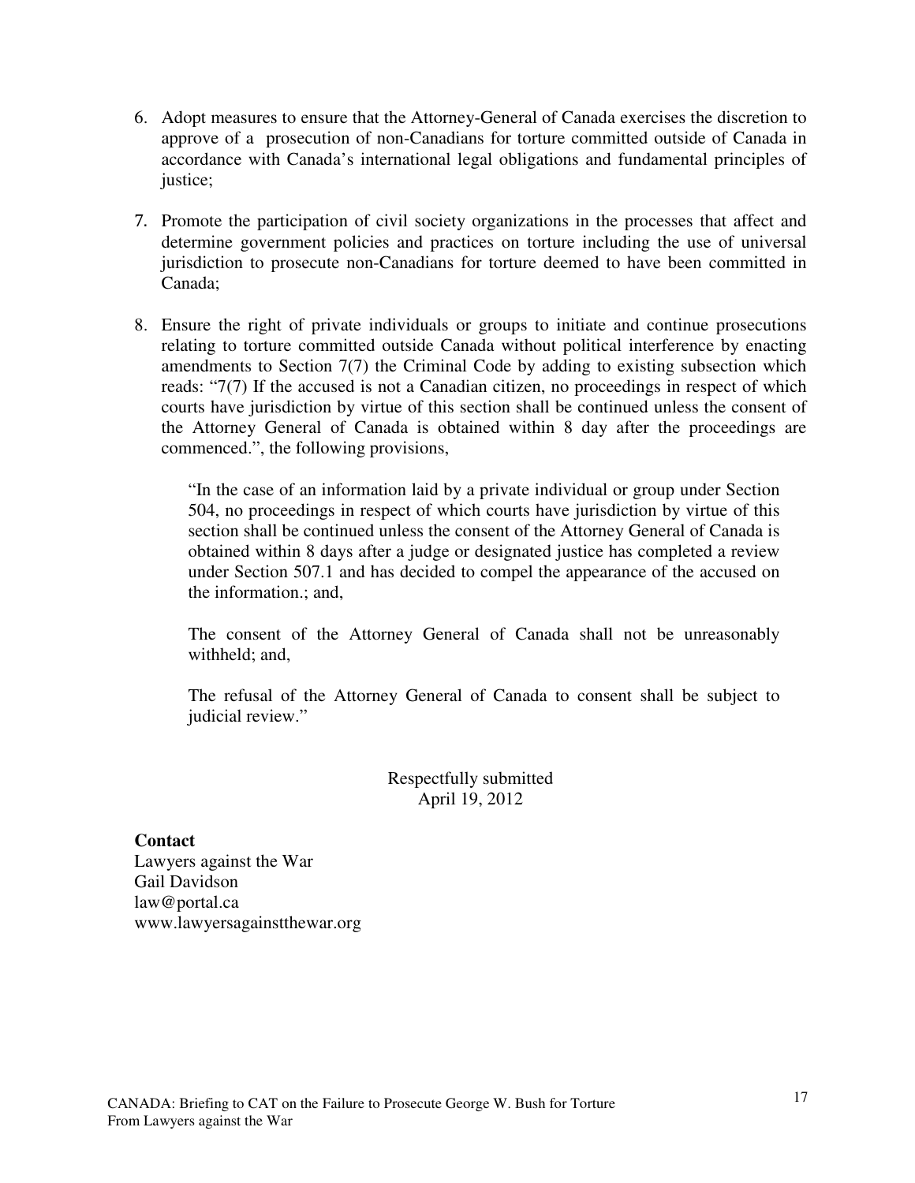6. Adopt measures to ensure that the Attorney-General of Canada exercises the discretion to approve of a prosecution of non-Canadians for torture committed outside of Canada in accordance with Canada's international legal obligations and fundamental principles of justice;

7. Promote the participation of civil society organizations in the processes that affect and determine government policies and practices on torture including the use of universal jurisdiction to prosecute non-Canadians for torture deemed to have been committed in Canada;

8. Ensure the right of private individuals or groups to initiate and continue prosecutions relating to torture committed outside Canada without political interference by enacting amendments to Section 7(7) the Criminal Code by adding to existing subsection which reads: "7(7) If the accused is not a Canadian citizen, no proceedings in respect of which courts have jurisdiction by virtue of this section shall be continued unless the consent of the Attorney General of Canada is obtained within 8 day after the proceedings are commenced.", the following provisions,

   "In the case of an information laid by a private individual or group under Section 504, no proceedings in respect of which courts have jurisdiction by virtue of this section shall be continued unless the consent of the Attorney General of Canada is obtained within 8 days after a judge or designated justice has completed a review under Section 507.1 and has decided to compel the appearance of the accused on the information.; and,

   The consent of the Attorney General of Canada shall not be unreasonably withheld; and,

   The refusal of the Attorney General of Canada to consent shall be subject to judicial review."

Respectfully submitted
April 19, 2012

**Contact**
Lawyers against the War
Gail Davidson
law@portal.ca
www.lawyersagainstthewar.org